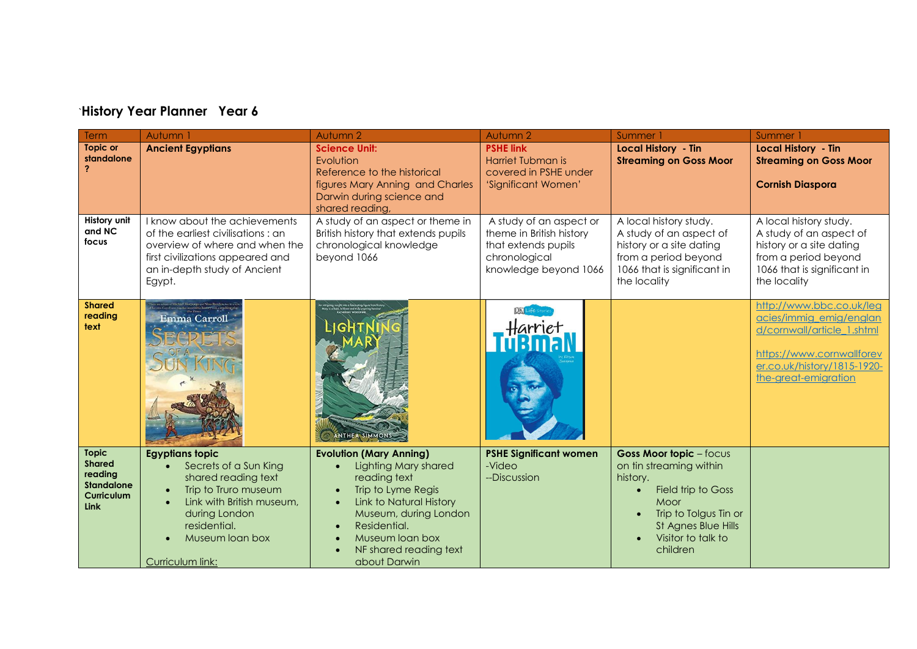## `History Year Planner   Year 6

| Term | Autumn 1 | Autumn 2 | Autumn 2 | Summer 1 | Summer 1 |
|---|---|---|---|---|---|
| **Topic or standalone ?** | **Ancient Egyptians** | **Science Unit:** Evolution Reference to the historical figures Mary Anning and Charles Darwin during science and shared reading, | **PSHE link** Harriet Tubman is covered in PSHE under 'Significant Women' | **Local History - Tin Streaming on Goss Moor** | **Local History - Tin Streaming on Goss Moor** <br><br> **Cornish Diaspora** |
| **History unit and NC focus** | I know about the achievements of the earliest civilisations : an overview of where and when the first civilizations appeared and an in-depth study of Ancient Egypt. | A study of an aspect or theme in British history that extends pupils chronological knowledge beyond 1066 | A study of an aspect or theme in British history that extends pupils chronological knowledge beyond 1066 | A local history study. A study of an aspect of history or a site dating from a period beyond 1066 that is significant in the locality | A local history study. A study of an aspect of history or a site dating from a period beyond 1066 that is significant in the locality |
| **Shared reading text** | Emma Carroll, Secrets of a Sun King | Lightning Mary, Anthea Simmons | DK Life Stories, Harriet Tubman | | http://www.bbc.co.uk/legacies/immig_emig/england/cornwall/article_1.shtml <br><br> https://www.cornwallforever.co.uk/history/1815-1920-the-great-emigration |
| **Topic Shared reading Standalone Curriculum Link** | **Egyptians topic** <br>• Secrets of a Sun King shared reading text <br>• Trip to Truro museum <br>• Link with British museum, during London residential. <br>• Museum loan box <br><br> Curriculum link: | **Evolution (Mary Anning)** <br>• Lighting Mary shared reading text <br>• Trip to Lyme Regis <br>• Link to Natural History Museum, during London <br>• Residential. <br>• Museum loan box <br>• NF shared reading text about Darwin | **PSHE Significant women** <br>-Video <br>--Discussion | **Goss Moor topic** – focus on tin streaming within history. <br>• Field trip to Goss Moor <br>• Trip to Tolgus Tin or St Agnes Blue Hills <br>• Visitor to talk to children | |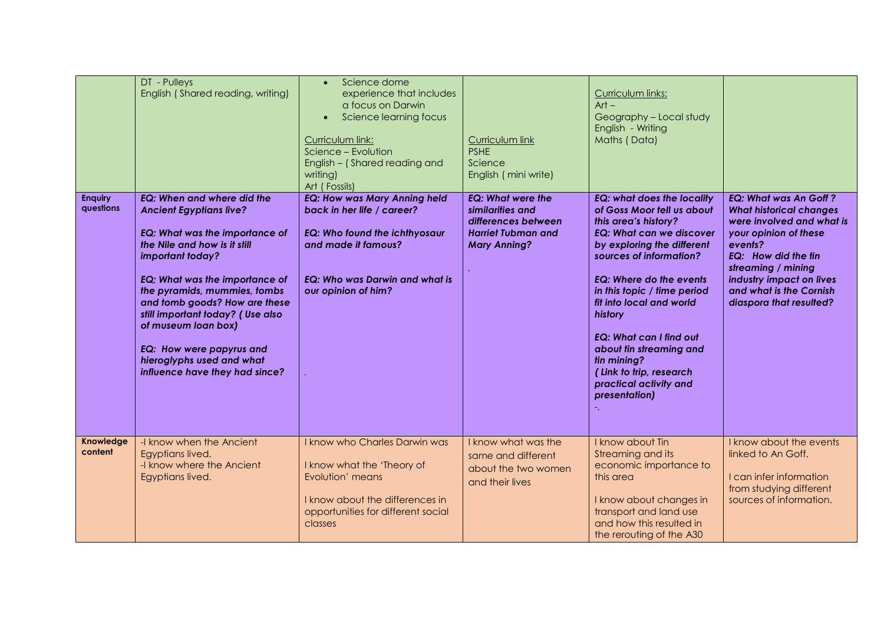|  | DT - Pulleys<br>English ( Shared reading, writing) | • Science dome experience that includes a focus on Darwin<br>• Science learning focus<br><br>Curriculum link:<br>Science – Evolution<br>English – ( Shared reading and writing)<br>Art ( Fossils) | Curriculum link<br>PSHE<br>Science<br>English ( mini write) | Curriculum links:<br>Art –<br>Geography – Local study<br>English - Writing<br>Maths ( Data) |  |
|---|---|---|---|---|---|
| **Enquiry questions** | ***EQ: When and where did the Ancient Egyptians live?***<br><br>***EQ: What was the importance of the Nile and how is it still important today?***<br><br>***EQ; What was the importance of the pyramids, mummies, tombs and tomb goods? How are these still important today? ( Use also of museum loan box)***<br><br>***EQ: How were papyrus and hieroglyphs used and what influence have they had since?*** | ***EQ: How was Mary Anning held back in her life / career?***<br><br>***EQ: Who found the ichthyosaur and made it famous?***<br><br>***EQ: Who was Darwin and what is our opinion of him?***<br><br>. | ***EQ: What were the similarities and differences between Harriet Tubman and Mary Anning?***<br><br>. | ***EQ: what does the locality of Goss Moor tell us about this area's history?***<br>***EQ: What can we discover by exploring the different sources of information?***<br><br>***EQ: Where do the events in this topic / time period fit into local and world history***<br><br>***EQ: What can I find out about tin streaming and tin mining?***<br>***( Link to trip, research practical activity and presentation)***<br>-. | ***EQ: What was An Goff ? What historical changes were involved and what is your opinion of these events?***<br>***EQ: How did the tin streaming / mining industry impact on lives and what is the Cornish diaspora that resulted?*** |
| **Knowledge content** | -I know when the Ancient Egyptians lived.<br>-I know where the Ancient Egyptians lived. | I know who Charles Darwin was<br><br>I know what the 'Theory of Evolution' means<br><br>I know about the differences in opportunities for different social classes | I know what was the same and different about the two women and their lives | I know about Tin Streaming and its economic importance to this area<br><br>I know about changes in transport and land use and how this resulted in the rerouting of the A30 | I know about the events linked to An Goff.<br><br>I can infer information from studying different sources of information. |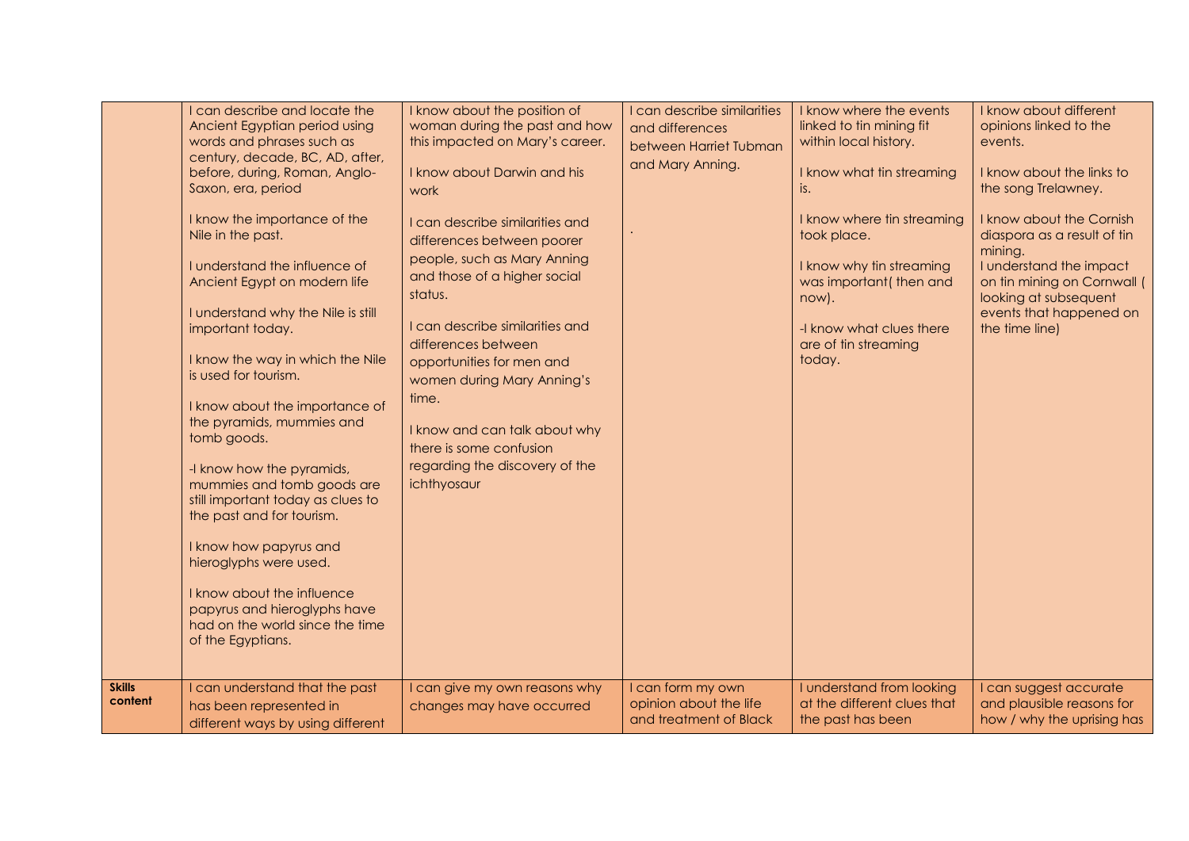| | | | | | |
|---|---|---|---|---|---|
| | I can describe and locate the Ancient Egyptian period using words and phrases such as century, decade, BC, AD, after, before, during, Roman, Anglo-Saxon, era, period<br><br>I know the importance of the Nile in the past.<br><br>I understand the influence of Ancient Egypt on modern life<br><br>I understand why the Nile is still important today.<br><br>I know the way in which the Nile is used for tourism.<br><br>I know about the importance of the pyramids, mummies and tomb goods.<br><br>-I know how the pyramids, mummies and tomb goods are still important today as clues to the past and for tourism.<br><br>I know how papyrus and hieroglyphs were used.<br><br>I know about the influence papyrus and hieroglyphs have had on the world since the time of the Egyptians. | I know about the position of woman during the past and how this impacted on Mary's career.<br><br>I know about Darwin and his work<br><br>I can describe similarities and differences between poorer people, such as Mary Anning and those of a higher social status.<br><br>I can describe similarities and differences between opportunities for men and women during Mary Anning's time.<br><br>I know and can talk about why there is some confusion regarding the discovery of the ichthyosaur | I can describe similarities and differences between Harriet Tubman and Mary Anning.<br><br>. | I know where the events linked to tin mining fit within local history.<br><br>I know what tin streaming is.<br><br>I know where tin streaming took place.<br><br>I know why tin streaming was important( then and now).<br><br>-I know what clues there are of tin streaming today. | I know about different opinions linked to the events.<br><br>I know about the links to the song Trelawney.<br><br>I know about the Cornish diaspora as a result of tin mining.<br>I understand the impact on tin mining on Cornwall ( looking at subsequent events that happened on the time line) |
| **Skills content** | I can understand that the past has been represented in different ways by using different | I can give my own reasons why changes may have occurred | I can form my own opinion about the life and treatment of Black | I understand from looking at the different clues that the past has been | I can suggest accurate and plausible reasons for how / why the uprising has |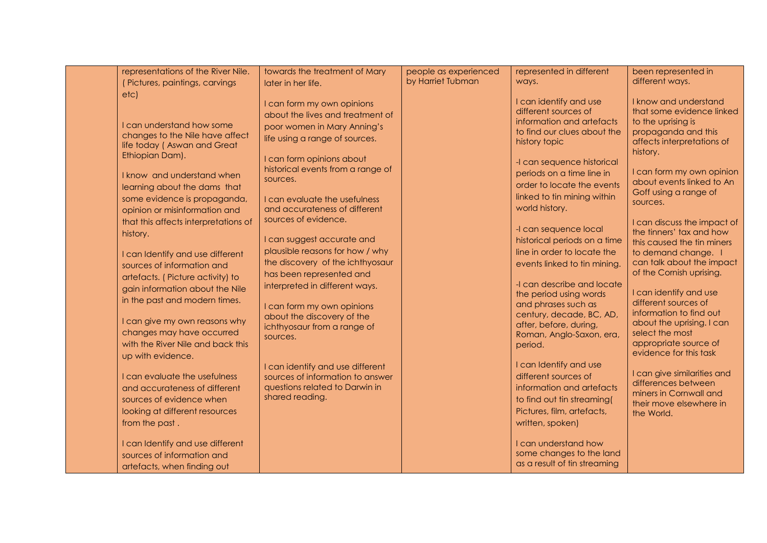| | | | | | |
|---|---|---|---|---|---|
| | representations of the River Nile. ( Pictures, paintings, carvings etc)<br><br>I can understand how some changes to the Nile have affect life today ( Aswan and Great Ethiopian Dam).<br><br>I know and understand when learning about the dams that some evidence is propaganda, opinion or misinformation and that this affects interpretations of history.<br><br>I can Identify and use different sources of information and artefacts. ( Picture activity) to gain information about the Nile in the past and modern times.<br><br>I can give my own reasons why changes may have occurred with the River Nile and back this up with evidence.<br><br>I can evaluate the usefulness and accurateness of different sources of evidence when looking at different resources from the past .<br><br>I can Identify and use different sources of information and artefacts, when finding out | towards the treatment of Mary later in her life.<br><br>I can form my own opinions about the lives and treatment of poor women in Mary Anning's life using a range of sources.<br><br>I can form opinions about historical events from a range of sources.<br><br>I can evaluate the usefulness and accurateness of different sources of evidence.<br><br>I can suggest accurate and plausible reasons for how / why the discovery of the ichthyosaur has been represented and interpreted in different ways.<br><br>I can form my own opinions about the discovery of the ichthyosaur from a range of sources.<br><br>I can identify and use different sources of information to answer questions related to Darwin in shared reading. | people as experienced by Harriet Tubman | represented in different ways.<br><br>I can identify and use different sources of information and artefacts to find our clues about the history topic<br><br>-I can sequence historical periods on a time line in order to locate the events linked to tin mining within world history.<br><br>-I can sequence local historical periods on a time line in order to locate the events linked to tin mining.<br><br>-I can describe and locate the period using words and phrases such as century, decade, BC, AD, after, before, during, Roman, Anglo-Saxon, era, period.<br><br>I can Identify and use different sources of information and artefacts to find out tin streaming( Pictures, film, artefacts, written, spoken)<br><br>I can understand how some changes to the land as a result of tin streaming | been represented in different ways.<br><br>I know and understand that some evidence linked to the uprising is propaganda and this affects interpretations of history.<br><br>I can form my own opinion about events linked to An Goff using a range of sources.<br><br>I can discuss the impact of the tinners' tax and how this caused the tin miners to demand change. I can talk about the impact of the Cornish uprising.<br><br>I can identify and use different sources of information to find out about the uprising. I can select the most appropriate source of evidence for this task<br><br>I can give similarities and differences between miners in Cornwall and their move elsewhere in the World. |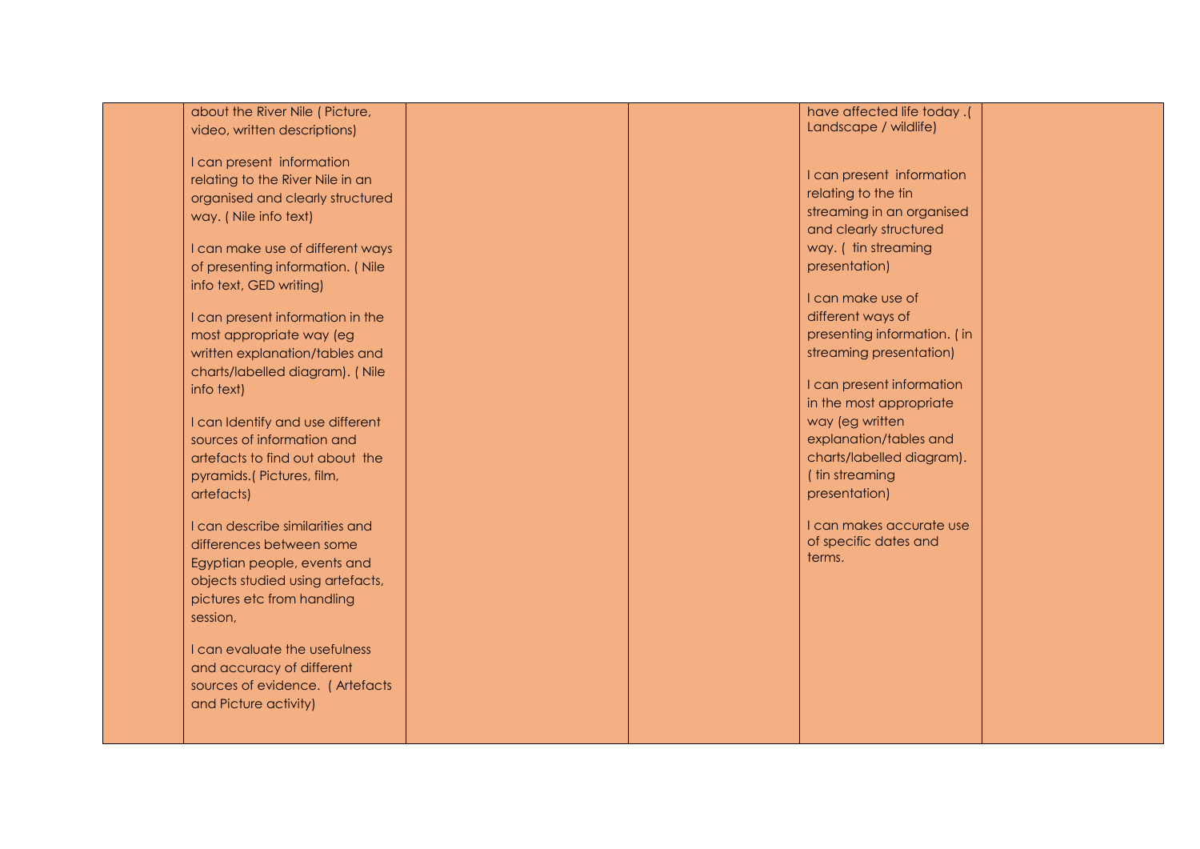|  |  |  |  |  |  |
|---|---|---|---|---|---|
|  | about the River Nile ( Picture, video, written descriptions)<br><br>I can present information relating to the River Nile in an organised and clearly structured way. ( Nile info text)<br><br>I can make use of different ways of presenting information. ( Nile info text, GED writing)<br><br>I can present information in the most appropriate way (eg written explanation/tables and charts/labelled diagram). ( Nile info text)<br><br>I can Identify and use different sources of information and artefacts to find out about the pyramids.( Pictures, film, artefacts)<br><br>I can describe similarities and differences between some Egyptian people, events and objects studied using artefacts, pictures etc from handling session,<br><br>I can evaluate the usefulness and accuracy of different sources of evidence. ( Artefacts and Picture activity) |  |  | have affected life today .( Landscape / wildlife)<br><br>I can present information relating to the tin streaming in an organised and clearly structured way. ( tin streaming presentation)<br><br>I can make use of different ways of presenting information. ( in streaming presentation)<br><br>I can present information in the most appropriate way (eg written explanation/tables and charts/labelled diagram). ( tin streaming presentation)<br><br>I can makes accurate use of specific dates and terms. |  |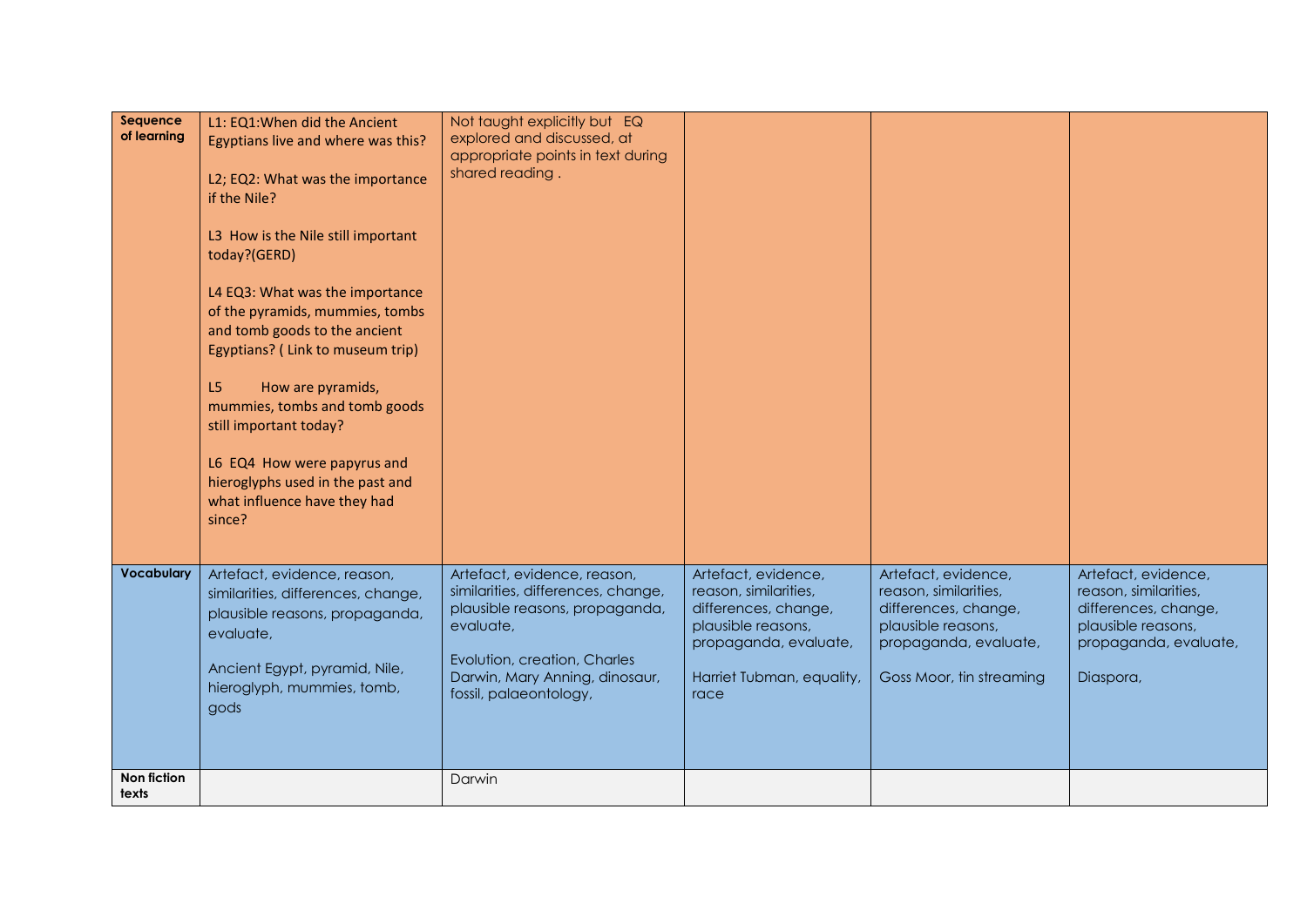| | | | | | |
|---|---|---|---|---|---|
| **Sequence of learning** | L1: EQ1:When did the Ancient Egyptians live and where was this?<br><br>L2; EQ2: What was the importance if the Nile?<br><br>L3 How is the Nile still important today?(GERD)<br><br>L4 EQ3: What was the importance of the pyramids, mummies, tombs and tomb goods to the ancient Egyptians? ( Link to museum trip)<br><br>L5 How are pyramids, mummies, tombs and tomb goods still important today?<br><br>L6 EQ4 How were papyrus and hieroglyphs used in the past and what influence have they had since? | Not taught explicitly but EQ explored and discussed, at appropriate points in text during shared reading . | | | |
| **Vocabulary** | Artefact, evidence, reason, similarities, differences, change, plausible reasons, propaganda, evaluate,<br><br>Ancient Egypt, pyramid, Nile, hieroglyph, mummies, tomb, gods | Artefact, evidence, reason, similarities, differences, change, plausible reasons, propaganda, evaluate,<br><br>Evolution, creation, Charles Darwin, Mary Anning, dinosaur, fossil, palaeontology, | Artefact, evidence, reason, similarities, differences, change, plausible reasons, propaganda, evaluate,<br><br>Harriet Tubman, equality, race | Artefact, evidence, reason, similarities, differences, change, plausible reasons, propaganda, evaluate,<br><br>Goss Moor, tin streaming | Artefact, evidence, reason, similarities, differences, change, plausible reasons, propaganda, evaluate,<br><br>Diaspora, |
| **Non fiction texts** | | Darwin | | | |